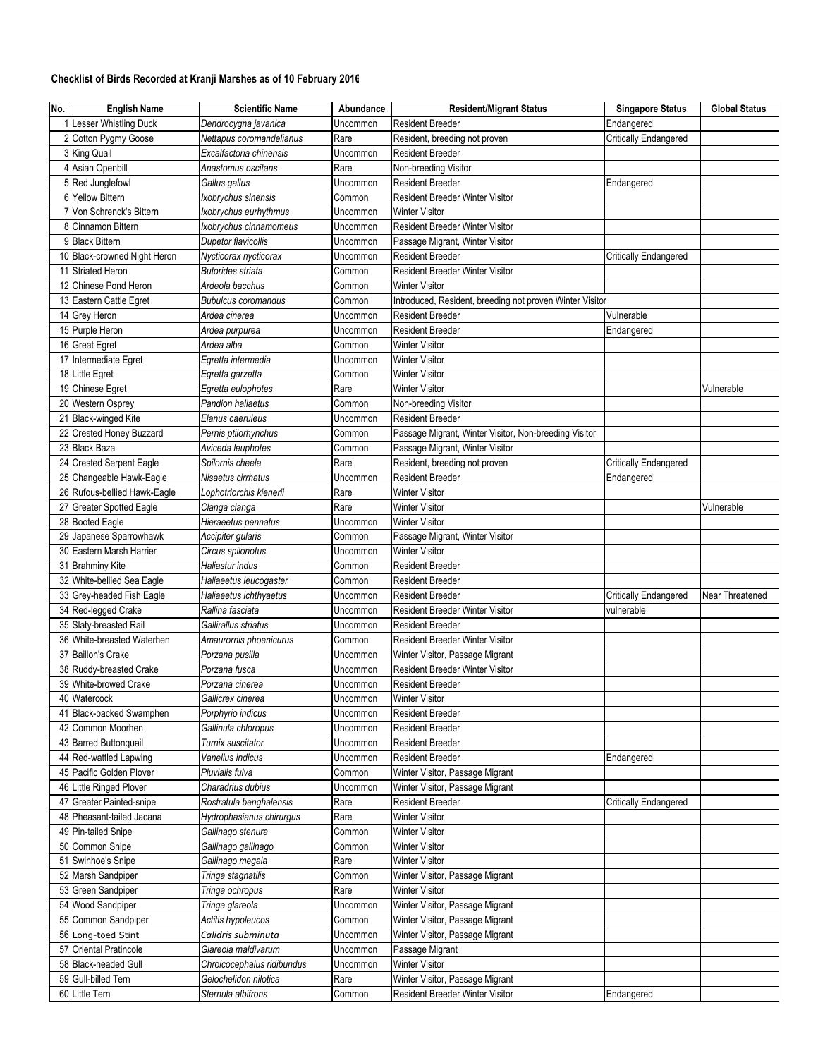### Checklist of Birds Recorded at Kranji Marshes as of 10 February 2016

| No. | English Name | Scientific Name | Abundance | Resident/Migrant Status | Singapore Status | Global Status |
|---|---|---|---|---|---|---|
| 1 | Lesser Whistling Duck | *Dendrocygna javanica* | Uncommon | Resident Breeder | Endangered | |
| 2 | Cotton Pygmy Goose | *Nettapus coromandelianus* | Rare | Resident, breeding not proven | Critically Endangered | |
| 3 | King Quail | *Excalfactoria chinensis* | Uncommon | Resident Breeder | | |
| 4 | Asian Openbill | *Anastomus oscitans* | Rare | Non-breeding Visitor | | |
| 5 | Red Junglefowl | *Gallus gallus* | Uncommon | Resident Breeder | Endangered | |
| 6 | Yellow Bittern | *Ixobrychus sinensis* | Common | Resident Breeder Winter Visitor | | |
| 7 | Von Schrenck's Bittern | *Ixobrychus eurhythmus* | Uncommon | Winter Visitor | | |
| 8 | Cinnamon Bittern | *Ixobrychus cinnamomeus* | Uncommon | Resident Breeder Winter Visitor | | |
| 9 | Black Bittern | *Dupetor flavicollis* | Uncommon | Passage Migrant, Winter Visitor | | |
| 10 | Black-crowned Night Heron | *Nycticorax nycticorax* | Uncommon | Resident Breeder | Critically Endangered | |
| 11 | Striated Heron | *Butorides striata* | Common | Resident Breeder Winter Visitor | | |
| 12 | Chinese Pond Heron | *Ardeola bacchus* | Common | Winter Visitor | | |
| 13 | Eastern Cattle Egret | *Bubulcus coromandus* | Common | Introduced, Resident, breeding not proven Winter Visitor | | |
| 14 | Grey Heron | *Ardea cinerea* | Uncommon | Resident Breeder | Vulnerable | |
| 15 | Purple Heron | *Ardea purpurea* | Uncommon | Resident Breeder | Endangered | |
| 16 | Great Egret | *Ardea alba* | Common | Winter Visitor | | |
| 17 | Intermediate Egret | *Egretta intermedia* | Uncommon | Winter Visitor | | |
| 18 | Little Egret | *Egretta garzetta* | Common | Winter Visitor | | |
| 19 | Chinese Egret | *Egretta eulophotes* | Rare | Winter Visitor | | Vulnerable |
| 20 | Western Osprey | *Pandion haliaetus* | Common | Non-breeding Visitor | | |
| 21 | Black-winged Kite | *Elanus caeruleus* | Uncommon | Resident Breeder | | |
| 22 | Crested Honey Buzzard | *Pernis ptilorhynchus* | Common | Passage Migrant, Winter Visitor, Non-breeding Visitor | | |
| 23 | Black Baza | *Aviceda leuphotes* | Common | Passage Migrant, Winter Visitor | | |
| 24 | Crested Serpent Eagle | *Spilornis cheela* | Rare | Resident, breeding not proven | Critically Endangered | |
| 25 | Changeable Hawk-Eagle | *Nisaetus cirrhatus* | Uncommon | Resident Breeder | Endangered | |
| 26 | Rufous-bellied Hawk-Eagle | *Lophotriorchis kienerii* | Rare | Winter Visitor | | |
| 27 | Greater Spotted Eagle | *Clanga clanga* | Rare | Winter Visitor | | Vulnerable |
| 28 | Booted Eagle | *Hieraeetus pennatus* | Uncommon | Winter Visitor | | |
| 29 | Japanese Sparrowhawk | *Accipiter gularis* | Common | Passage Migrant, Winter Visitor | | |
| 30 | Eastern Marsh Harrier | *Circus spilonotus* | Uncommon | Winter Visitor | | |
| 31 | Brahminy Kite | *Haliastur indus* | Common | Resident Breeder | | |
| 32 | White-bellied Sea Eagle | *Haliaeetus leucogaster* | Common | Resident Breeder | | |
| 33 | Grey-headed Fish Eagle | *Haliaeetus ichthyaetus* | Uncommon | Resident Breeder | Critically Endangered | Near Threatened |
| 34 | Red-legged Crake | *Rallina fasciata* | Uncommon | Resident Breeder Winter Visitor | vulnerable | |
| 35 | Slaty-breasted Rail | *Gallirallus striatus* | Uncommon | Resident Breeder | | |
| 36 | White-breasted Waterhen | *Amaurornis phoenicurus* | Common | Resident Breeder Winter Visitor | | |
| 37 | Baillon's Crake | *Porzana pusilla* | Uncommon | Winter Visitor, Passage Migrant | | |
| 38 | Ruddy-breasted Crake | *Porzana fusca* | Uncommon | Resident Breeder Winter Visitor | | |
| 39 | White-browed Crake | *Porzana cinerea* | Uncommon | Resident Breeder | | |
| 40 | Watercock | *Gallicrex cinerea* | Uncommon | Winter Visitor | | |
| 41 | Black-backed Swamphen | *Porphyrio indicus* | Uncommon | Resident Breeder | | |
| 42 | Common Moorhen | *Gallinula chloropus* | Uncommon | Resident Breeder | | |
| 43 | Barred Buttonquail | *Turnix suscitator* | Uncommon | Resident Breeder | | |
| 44 | Red-wattled Lapwing | *Vanellus indicus* | Uncommon | Resident Breeder | Endangered | |
| 45 | Pacific Golden Plover | *Pluvialis fulva* | Common | Winter Visitor, Passage Migrant | | |
| 46 | Little Ringed Plover | *Charadrius dubius* | Uncommon | Winter Visitor, Passage Migrant | | |
| 47 | Greater Painted-snipe | *Rostratula benghalensis* | Rare | Resident Breeder | Critically Endangered | |
| 48 | Pheasant-tailed Jacana | *Hydrophasianus chirurgus* | Rare | Winter Visitor | | |
| 49 | Pin-tailed Snipe | *Gallinago stenura* | Common | Winter Visitor | | |
| 50 | Common Snipe | *Gallinago gallinago* | Common | Winter Visitor | | |
| 51 | Swinhoe's Snipe | *Gallinago megala* | Rare | Winter Visitor | | |
| 52 | Marsh Sandpiper | *Tringa stagnatilis* | Common | Winter Visitor, Passage Migrant | | |
| 53 | Green Sandpiper | *Tringa ochropus* | Rare | Winter Visitor | | |
| 54 | Wood Sandpiper | *Tringa glareola* | Uncommon | Winter Visitor, Passage Migrant | | |
| 55 | Common Sandpiper | *Actitis hypoleucos* | Common | Winter Visitor, Passage Migrant | | |
| 56 | Long-toed Stint | *Calidris subminuta* | Uncommon | Winter Visitor, Passage Migrant | | |
| 57 | Oriental Pratincole | *Glareola maldivarum* | Uncommon | Passage Migrant | | |
| 58 | Black-headed Gull | *Chroicocephalus ridibundus* | Uncommon | Winter Visitor | | |
| 59 | Gull-billed Tern | *Gelochelidon nilotica* | Rare | Winter Visitor, Passage Migrant | | |
| 60 | Little Tern | *Sternula albifrons* | Common | Resident Breeder Winter Visitor | Endangered | |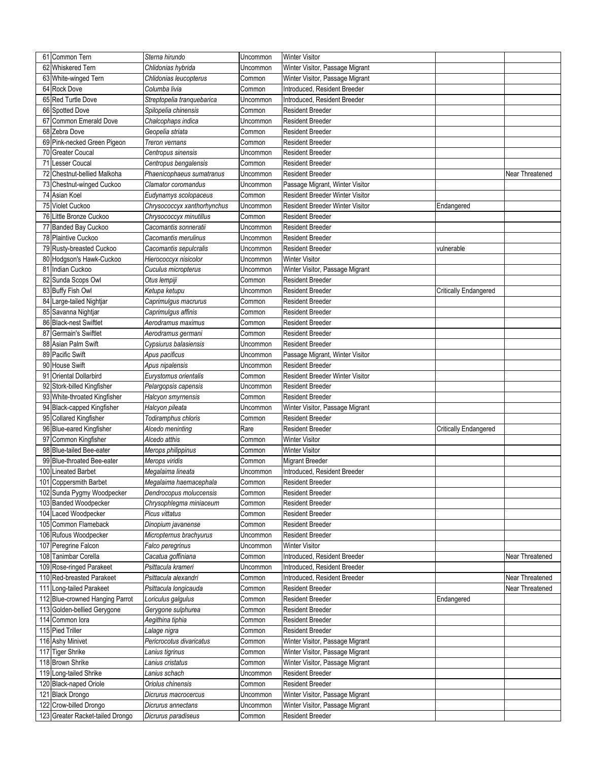| | | | | | | |
|---|---|---|---|---|---|---|
| 61 | Common Tern | *Sterna hirundo* | Uncommon | Winter Visitor | | |
| 62 | Whiskered Tern | *Chlidonias hybrida* | Uncommon | Winter Visitor, Passage Migrant | | |
| 63 | White-winged Tern | *Chlidonias leucopterus* | Common | Winter Visitor, Passage Migrant | | |
| 64 | Rock Dove | *Columba livia* | Common | Introduced, Resident Breeder | | |
| 65 | Red Turtle Dove | *Streptopelia tranquebarica* | Uncommon | Introduced, Resident Breeder | | |
| 66 | Spotted Dove | *Spilopelia chinensis* | Common | Resident Breeder | | |
| 67 | Common Emerald Dove | *Chalcophaps indica* | Uncommon | Resident Breeder | | |
| 68 | Zebra Dove | *Geopelia striata* | Common | Resident Breeder | | |
| 69 | Pink-necked Green Pigeon | *Treron vernans* | Common | Resident Breeder | | |
| 70 | Greater Coucal | *Centropus sinensis* | Uncommon | Resident Breeder | | |
| 71 | Lesser Coucal | *Centropus bengalensis* | Common | Resident Breeder | | |
| 72 | Chestnut-bellied Malkoha | *Phaenicophaeus sumatranus* | Uncommon | Resident Breeder | | Near Threatened |
| 73 | Chestnut-winged Cuckoo | *Clamator coromandus* | Uncommon | Passage Migrant, Winter Visitor | | |
| 74 | Asian Koel | *Eudynamys scolopaceus* | Common | Resident Breeder Winter Visitor | | |
| 75 | Violet Cuckoo | *Chrysococcyx xanthorhynchus* | Uncommon | Resident Breeder Winter Visitor | Endangered | |
| 76 | Little Bronze Cuckoo | *Chrysococcyx minutillus* | Common | Resident Breeder | | |
| 77 | Banded Bay Cuckoo | *Cacomantis sonneratii* | Uncommon | Resident Breeder | | |
| 78 | Plaintive Cuckoo | *Cacomantis merulinus* | Uncommon | Resident Breeder | | |
| 79 | Rusty-breasted Cuckoo | *Cacomantis sepulcralis* | Uncommon | Resident Breeder | vulnerable | |
| 80 | Hodgson's Hawk-Cuckoo | *Hierococcyx nisicolor* | Uncommon | Winter Visitor | | |
| 81 | Indian Cuckoo | *Cuculus micropterus* | Uncommon | Winter Visitor, Passage Migrant | | |
| 82 | Sunda Scops Owl | *Otus lempiji* | Common | Resident Breeder | | |
| 83 | Buffy Fish Owl | *Ketupa ketupu* | Uncommon | Resident Breeder | Critically Endangered | |
| 84 | Large-tailed Nightjar | *Caprimulgus macrurus* | Common | Resident Breeder | | |
| 85 | Savanna Nightjar | *Caprimulgus affinis* | Common | Resident Breeder | | |
| 86 | Black-nest Swiftlet | *Aerodramus maximus* | Common | Resident Breeder | | |
| 87 | Germain's Swiftlet | *Aerodramus germani* | Common | Resident Breeder | | |
| 88 | Asian Palm Swift | *Cypsiurus balasiensis* | Uncommon | Resident Breeder | | |
| 89 | Pacific Swift | *Apus pacificus* | Uncommon | Passage Migrant, Winter Visitor | | |
| 90 | House Swift | *Apus nipalensis* | Uncommon | Resident Breeder | | |
| 91 | Oriental Dollarbird | *Eurystomus orientalis* | Common | Resident Breeder Winter Visitor | | |
| 92 | Stork-billed Kingfisher | *Pelargopsis capensis* | Uncommon | Resident Breeder | | |
| 93 | White-throated Kingfisher | *Halcyon smyrnensis* | Common | Resident Breeder | | |
| 94 | Black-capped Kingfisher | *Halcyon pileata* | Uncommon | Winter Visitor, Passage Migrant | | |
| 95 | Collared Kingfisher | *Todiramphus chloris* | Common | Resident Breeder | | |
| 96 | Blue-eared Kingfisher | *Alcedo meninting* | Rare | Resident Breeder | Critically Endangered | |
| 97 | Common Kingfisher | *Alcedo atthis* | Common | Winter Visitor | | |
| 98 | Blue-tailed Bee-eater | *Merops philippinus* | Common | Winter Visitor | | |
| 99 | Blue-throated Bee-eater | *Merops viridis* | Common | Migrant Breeder | | |
| 100 | Lineated Barbet | *Megalaima lineata* | Uncommon | Introduced, Resident Breeder | | |
| 101 | Coppersmith Barbet | *Megalaima haemacephala* | Common | Resident Breeder | | |
| 102 | Sunda Pygmy Woodpecker | *Dendrocopus moluccensis* | Common | Resident Breeder | | |
| 103 | Banded Woodpecker | *Chrysophlegma miniaceum* | Common | Resident Breeder | | |
| 104 | Laced Woodpecker | *Picus vittatus* | Common | Resident Breeder | | |
| 105 | Common Flameback | *Dinopium javanense* | Common | Resident Breeder | | |
| 106 | Rufous Woodpecker | *Micropternus brachyurus* | Uncommon | Resident Breeder | | |
| 107 | Peregrine Falcon | *Falco peregrinus* | Uncommon | Winter Visitor | | |
| 108 | Tanimbar Corella | *Cacatua goffiniana* | Common | Introduced, Resident Breeder | | Near Threatened |
| 109 | Rose-ringed Parakeet | *Psittacula krameri* | Uncommon | Introduced, Resident Breeder | | |
| 110 | Red-breasted Parakeet | *Psittacula alexandri* | Common | Introduced, Resident Breeder | | Near Threatened |
| 111 | Long-tailed Parakeet | *Psittacula longicauda* | Common | Resident Breeder | | Near Threatened |
| 112 | Blue-crowned Hanging Parrot | *Loriculus galgulus* | Common | Resident Breeder | Endangered | |
| 113 | Golden-bellied Gerygone | *Gerygone sulphurea* | Common | Resident Breeder | | |
| 114 | Common Iora | *Aegithina tiphia* | Common | Resident Breeder | | |
| 115 | Pied Triller | *Lalage nigra* | Common | Resident Breeder | | |
| 116 | Ashy Minivet | *Pericrocotus divaricatus* | Common | Winter Visitor, Passage Migrant | | |
| 117 | Tiger Shrike | *Lanius tigrinus* | Common | Winter Visitor, Passage Migrant | | |
| 118 | Brown Shrike | *Lanius cristatus* | Common | Winter Visitor, Passage Migrant | | |
| 119 | Long-tailed Shrike | *Lanius schach* | Uncommon | Resident Breeder | | |
| 120 | Black-naped Oriole | *Oriolus chinensis* | Common | Resident Breeder | | |
| 121 | Black Drongo | *Dicrurus macrocercus* | Uncommon | Winter Visitor, Passage Migrant | | |
| 122 | Crow-billed Drongo | *Dicrurus annectans* | Uncommon | Winter Visitor, Passage Migrant | | |
| 123 | Greater Racket-tailed Drongo | *Dicrurus paradiseus* | Common | Resident Breeder | | |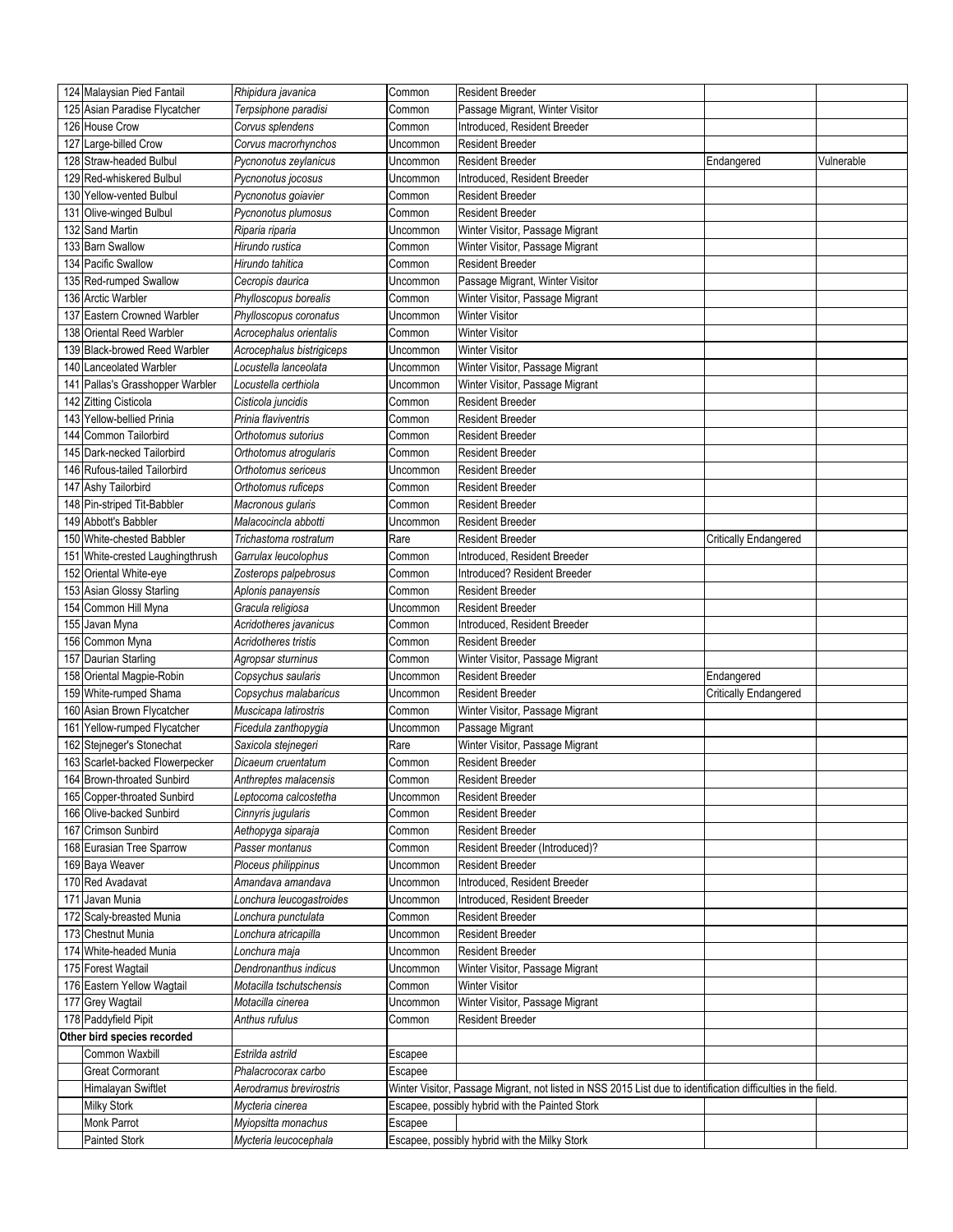| | | | | | | |
|---|---|---|---|---|---|---|
| 124 | Malaysian Pied Fantail | *Rhipidura javanica* | Common | Resident Breeder | | |
| 125 | Asian Paradise Flycatcher | *Terpsiphone paradisi* | Common | Passage Migrant, Winter Visitor | | |
| 126 | House Crow | *Corvus splendens* | Common | Introduced, Resident Breeder | | |
| 127 | Large-billed Crow | *Corvus macrorhynchos* | Uncommon | Resident Breeder | | |
| 128 | Straw-headed Bulbul | *Pycnonotus zeylanicus* | Uncommon | Resident Breeder | Endangered | Vulnerable |
| 129 | Red-whiskered Bulbul | *Pycnonotus jocosus* | Uncommon | Introduced, Resident Breeder | | |
| 130 | Yellow-vented Bulbul | *Pycnonotus goiavier* | Common | Resident Breeder | | |
| 131 | Olive-winged Bulbul | *Pycnonotus plumosus* | Common | Resident Breeder | | |
| 132 | Sand Martin | *Riparia riparia* | Uncommon | Winter Visitor, Passage Migrant | | |
| 133 | Barn Swallow | *Hirundo rustica* | Common | Winter Visitor, Passage Migrant | | |
| 134 | Pacific Swallow | *Hirundo tahitica* | Common | Resident Breeder | | |
| 135 | Red-rumped Swallow | *Cecropis daurica* | Uncommon | Passage Migrant, Winter Visitor | | |
| 136 | Arctic Warbler | *Phylloscopus borealis* | Common | Winter Visitor, Passage Migrant | | |
| 137 | Eastern Crowned Warbler | *Phylloscopus coronatus* | Uncommon | Winter Visitor | | |
| 138 | Oriental Reed Warbler | *Acrocephalus orientalis* | Common | Winter Visitor | | |
| 139 | Black-browed Reed Warbler | *Acrocephalus bistrigiceps* | Uncommon | Winter Visitor | | |
| 140 | Lanceolated Warbler | *Locustella lanceolata* | Uncommon | Winter Visitor, Passage Migrant | | |
| 141 | Pallas's Grasshopper Warbler | *Locustella certhiola* | Uncommon | Winter Visitor, Passage Migrant | | |
| 142 | Zitting Cisticola | *Cisticola juncidis* | Common | Resident Breeder | | |
| 143 | Yellow-bellied Prinia | *Prinia flaviventris* | Common | Resident Breeder | | |
| 144 | Common Tailorbird | *Orthotomus sutorius* | Common | Resident Breeder | | |
| 145 | Dark-necked Tailorbird | *Orthotomus atrogularis* | Common | Resident Breeder | | |
| 146 | Rufous-tailed Tailorbird | *Orthotomus sericeus* | Uncommon | Resident Breeder | | |
| 147 | Ashy Tailorbird | *Orthotomus ruficeps* | Common | Resident Breeder | | |
| 148 | Pin-striped Tit-Babbler | *Macronous gularis* | Common | Resident Breeder | | |
| 149 | Abbott's Babbler | *Malacocincla abbotti* | Uncommon | Resident Breeder | | |
| 150 | White-chested Babbler | *Trichastoma rostratum* | Rare | Resident Breeder | Critically Endangered | |
| 151 | White-crested Laughingthrush | *Garrulax leucolophus* | Common | Introduced, Resident Breeder | | |
| 152 | Oriental White-eye | *Zosterops palpebrosus* | Common | Introduced? Resident Breeder | | |
| 153 | Asian Glossy Starling | *Aplonis panayensis* | Common | Resident Breeder | | |
| 154 | Common Hill Myna | *Gracula religiosa* | Uncommon | Resident Breeder | | |
| 155 | Javan Myna | *Acridotheres javanicus* | Common | Introduced, Resident Breeder | | |
| 156 | Common Myna | *Acridotheres tristis* | Common | Resident Breeder | | |
| 157 | Daurian Starling | *Agropsar sturninus* | Common | Winter Visitor, Passage Migrant | | |
| 158 | Oriental Magpie-Robin | *Copsychus saularis* | Uncommon | Resident Breeder | Endangered | |
| 159 | White-rumped Shama | *Copsychus malabaricus* | Uncommon | Resident Breeder | Critically Endangered | |
| 160 | Asian Brown Flycatcher | *Muscicapa latirostris* | Common | Winter Visitor, Passage Migrant | | |
| 161 | Yellow-rumped Flycatcher | *Ficedula zanthopygia* | Uncommon | Passage Migrant | | |
| 162 | Stejneger's Stonechat | *Saxicola stejnegeri* | Rare | Winter Visitor, Passage Migrant | | |
| 163 | Scarlet-backed Flowerpecker | *Dicaeum cruentatum* | Common | Resident Breeder | | |
| 164 | Brown-throated Sunbird | *Anthreptes malacensis* | Common | Resident Breeder | | |
| 165 | Copper-throated Sunbird | *Leptocoma calcostetha* | Uncommon | Resident Breeder | | |
| 166 | Olive-backed Sunbird | *Cinnyris jugularis* | Common | Resident Breeder | | |
| 167 | Crimson Sunbird | *Aethopyga siparaja* | Common | Resident Breeder | | |
| 168 | Eurasian Tree Sparrow | *Passer montanus* | Common | Resident Breeder (Introduced)? | | |
| 169 | Baya Weaver | *Ploceus philippinus* | Uncommon | Resident Breeder | | |
| 170 | Red Avadavat | *Amandava amandava* | Uncommon | Introduced, Resident Breeder | | |
| 171 | Javan Munia | *Lonchura leucogastroides* | Uncommon | Introduced, Resident Breeder | | |
| 172 | Scaly-breasted Munia | *Lonchura punctulata* | Common | Resident Breeder | | |
| 173 | Chestnut Munia | *Lonchura atricapilla* | Uncommon | Resident Breeder | | |
| 174 | White-headed Munia | *Lonchura maja* | Uncommon | Resident Breeder | | |
| 175 | Forest Wagtail | *Dendronanthus indicus* | Uncommon | Winter Visitor, Passage Migrant | | |
| 176 | Eastern Yellow Wagtail | *Motacilla tschutschensis* | Common | Winter Visitor | | |
| 177 | Grey Wagtail | *Motacilla cinerea* | Uncommon | Winter Visitor, Passage Migrant | | |
| 178 | Paddyfield Pipit | *Anthus rufulus* | Common | Resident Breeder | | |
| **Other bird species recorded** | | | | | | |
| | Common Waxbill | *Estrilda astrild* | Escapee | | | |
| | Great Cormorant | *Phalacrocorax carbo* | Escapee | | | |
| | Himalayan Swiftlet | *Aerodramus brevirostris* | Winter Visitor, Passage Migrant, not listed in NSS 2015 List due to identification difficulties in the field. | | | |
| | Milky Stork | *Mycteria cinerea* | Escapee, possibly hybrid with the Painted Stork | | | |
| | Monk Parrot | *Myiopsitta monachus* | Escapee | | | |
| | Painted Stork | *Mycteria leucocephala* | Escapee, possibly hybrid with the Milky Stork | | | |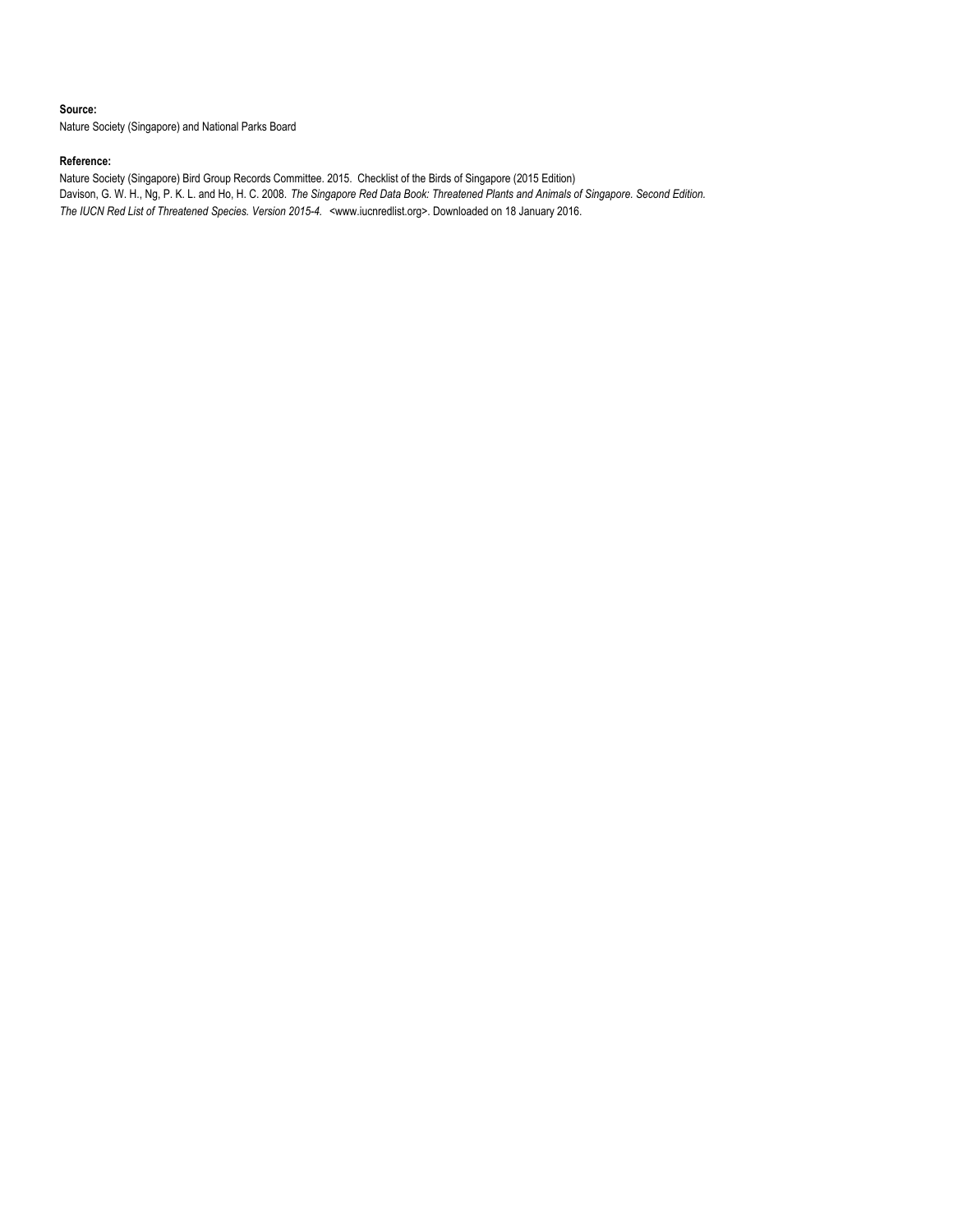**Source:**

Nature Society (Singapore) and National Parks Board

**Reference:**

Nature Society (Singapore) Bird Group Records Committee. 2015. Checklist of the Birds of Singapore (2015 Edition)

Davison, G. W. H., Ng, P. K. L. and Ho, H. C. 2008. *The Singapore Red Data Book: Threatened Plants and Animals of Singapore. Second Edition.*

*The IUCN Red List of Threatened Species. Version 2015-4.* <www.iucnredlist.org>. Downloaded on 18 January 2016.